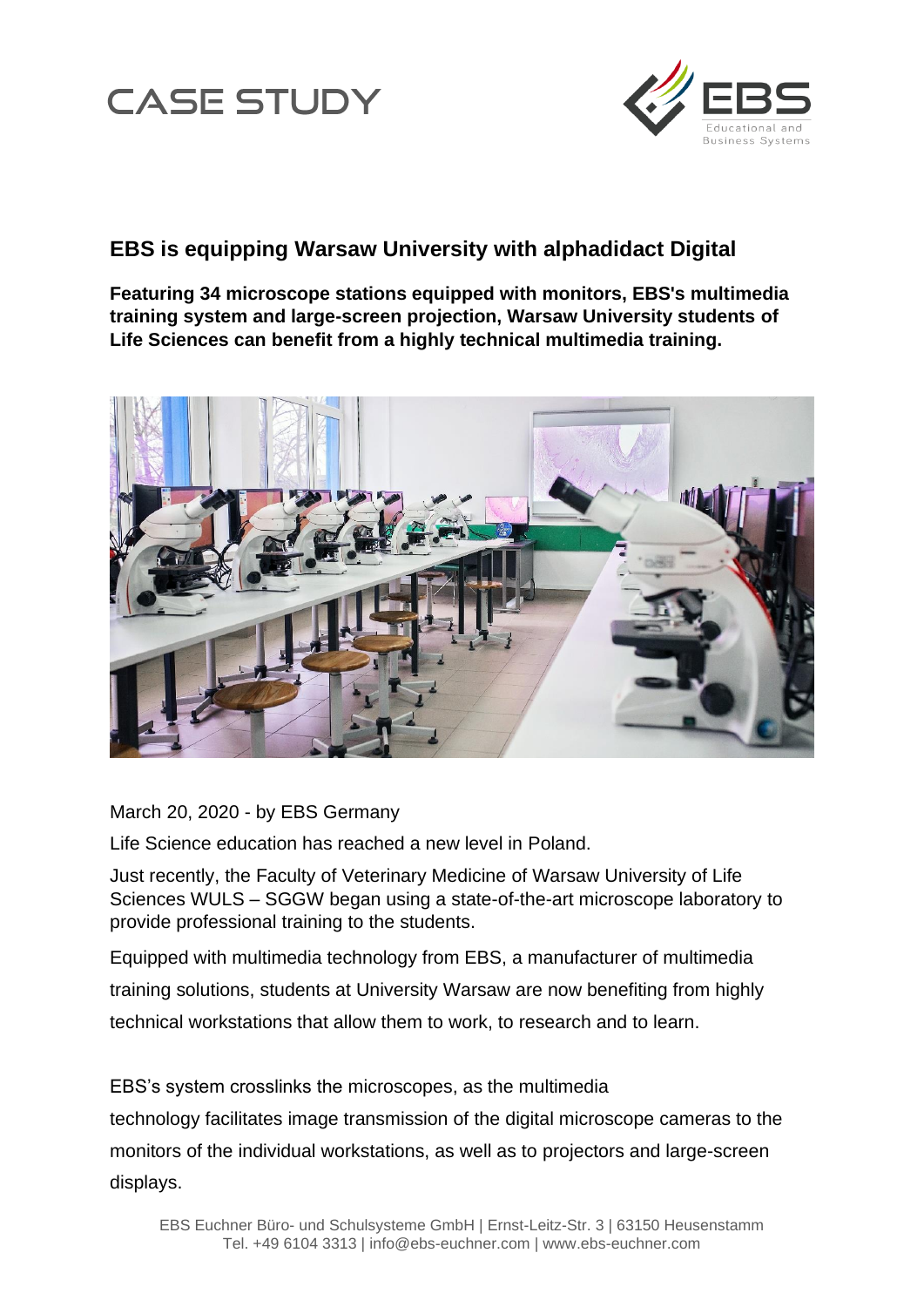# CASE STUDY

## EBS is equipping Warsaw University with alphadidact Digital

**Featuring 34 microscope stations equipped with monitors, EBS's multimedia training system and large-screen projection, Warsaw University students of Life Sciences can benefit from a highly technical multimedia training.**

March 20, 2020 - by EBS Germany

Life Science education has reached a new level in Poland.

Just recently, the Faculty of Veterinary Medicine of Warsaw University of Life Sciences WULS – SGGW began using a state-of-the-art microscope laboratory to provide professional training to the students.

Equipped with multimedia technology from EBS, a manufacturer of multimedia training solutions, students at University Warsaw are now benefiting from highly technical workstations that allow them to work, to research and to learn.

EBS's system crosslinks the microscopes, as the multimedia technology facilitates image transmission of the digital microscope cameras to the monitors of the individual workstations, as well as to projectors and large-screen displays.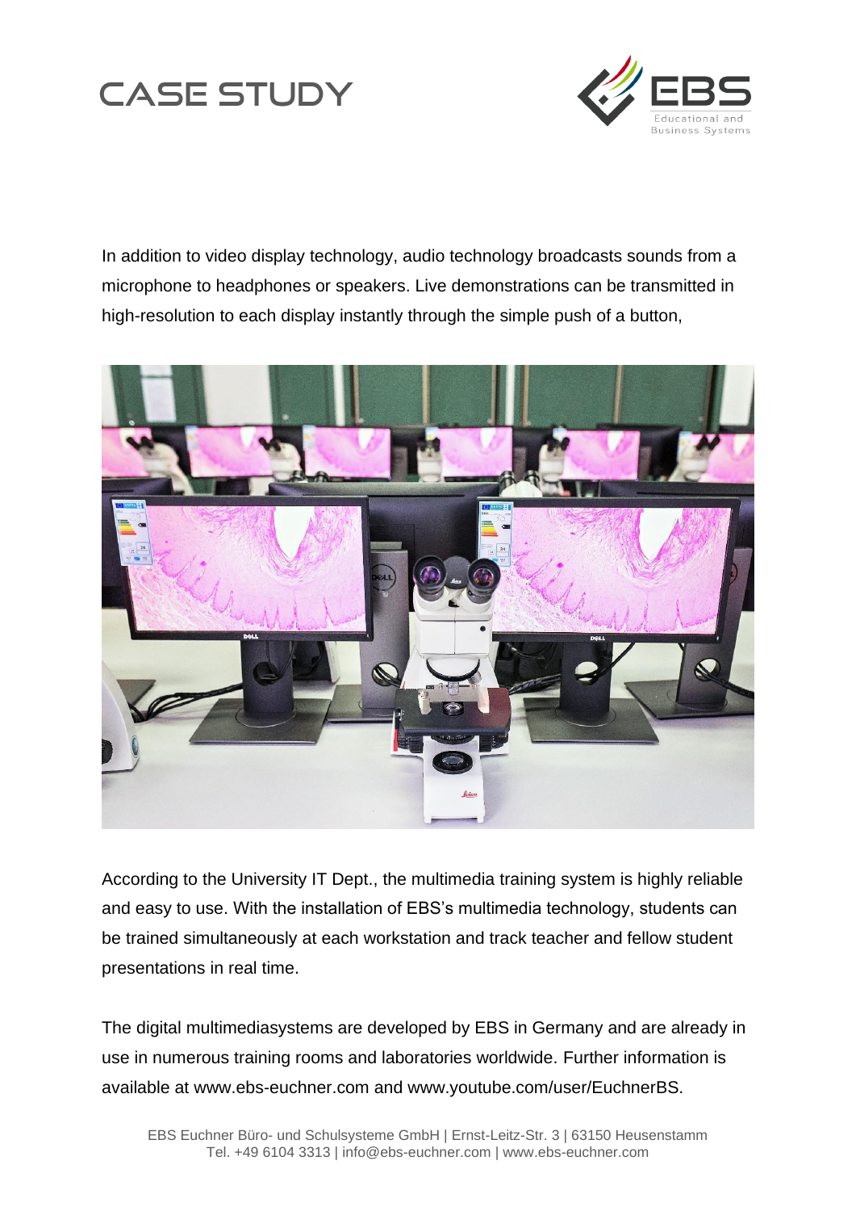# CASE STUDY

In addition to video display technology, audio technology broadcasts sounds from a microphone to headphones or speakers. Live demonstrations can be transmitted in high-resolution to each display instantly through the simple push of a button,

According to the University IT Dept., the multimedia training system is highly reliable and easy to use. With the installation of EBS's multimedia technology, students can be trained simultaneously at each workstation and track teacher and fellow student presentations in real time.

The digital multimediasystems are developed by EBS in Germany and are already in use in numerous training rooms and laboratories worldwide. Further information is available at www.ebs-euchner.com and www.youtube.com/user/EuchnerBS.

EBS Euchner Büro- und Schulsysteme GmbH | Ernst-Leitz-Str. 3 | 63150 Heusenstamm
Tel. +49 6104 3313 | info@ebs-euchner.com | www.ebs-euchner.com